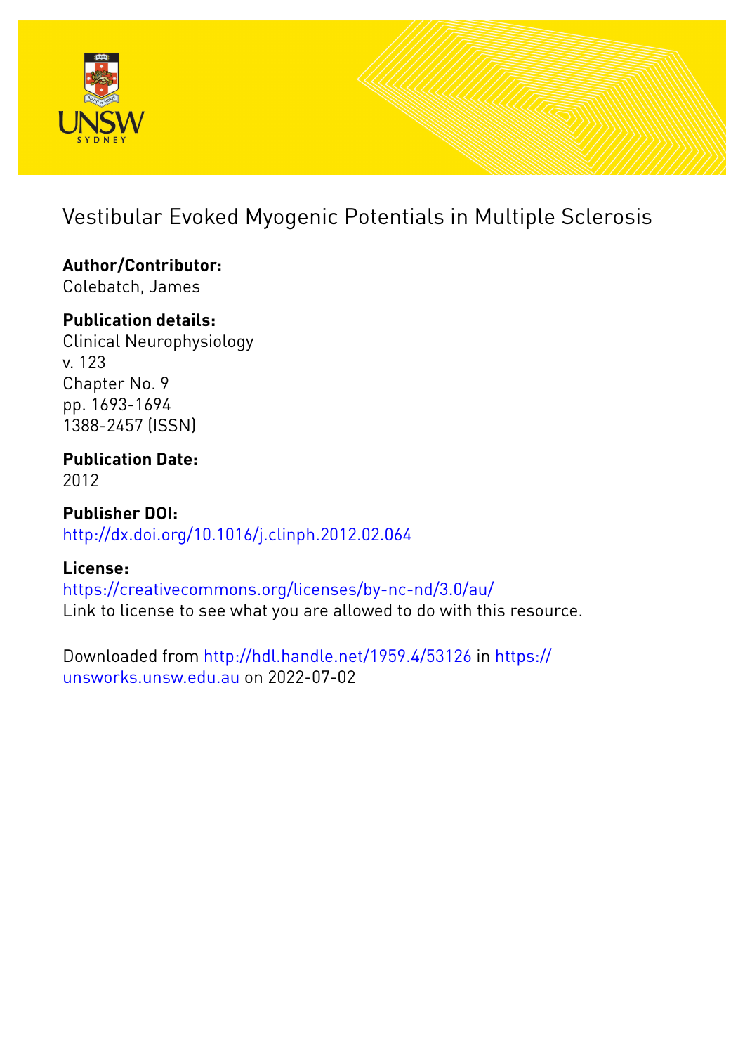# Vestibular Evoked Myogenic Potentials in Multiple Sclerosis

**Author/Contributor:**
Colebatch, James

**Publication details:**
Clinical Neurophysiology
v. 123
Chapter No. 9
pp. 1693-1694
1388-2457 (ISSN)

**Publication Date:**
2012

**Publisher DOI:**
http://dx.doi.org/10.1016/j.clinph.2012.02.064

**License:**
https://creativecommons.org/licenses/by-nc-nd/3.0/au/
Link to license to see what you are allowed to do with this resource.

Downloaded from http://hdl.handle.net/1959.4/53126 in https://unsworks.unsw.edu.au on 2022-07-02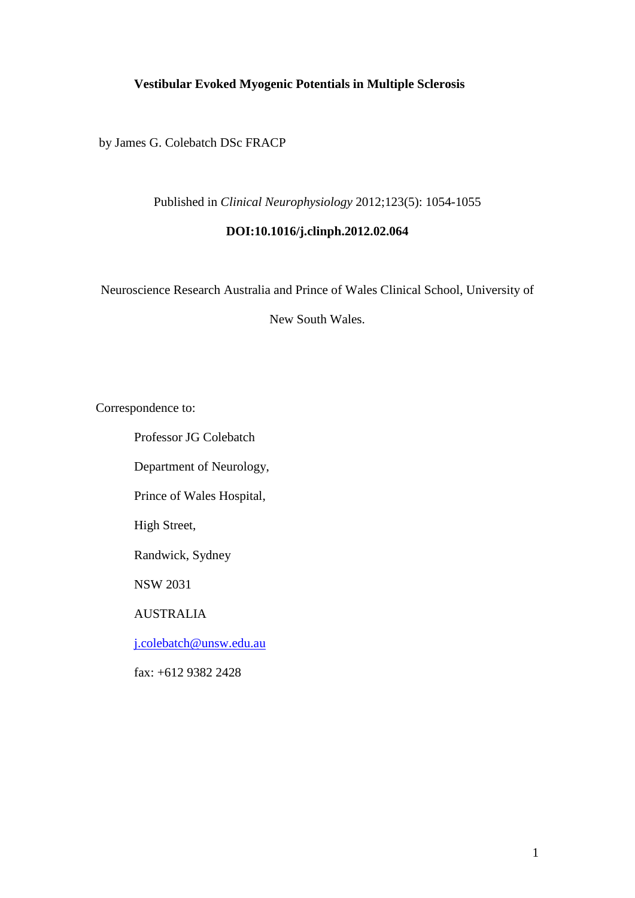**Vestibular Evoked Myogenic Potentials in Multiple Sclerosis**

by James G. Colebatch DSc FRACP

Published in *Clinical Neurophysiology* 2012;123(5): 1054-1055

**DOI:10.1016/j.clinph.2012.02.064**

Neuroscience Research Australia and Prince of Wales Clinical School, University of New South Wales.

Correspondence to:

Professor JG Colebatch

Department of Neurology,

Prince of Wales Hospital,

High Street,

Randwick, Sydney

NSW 2031

AUSTRALIA

j.colebatch@unsw.edu.au

fax: +612 9382 2428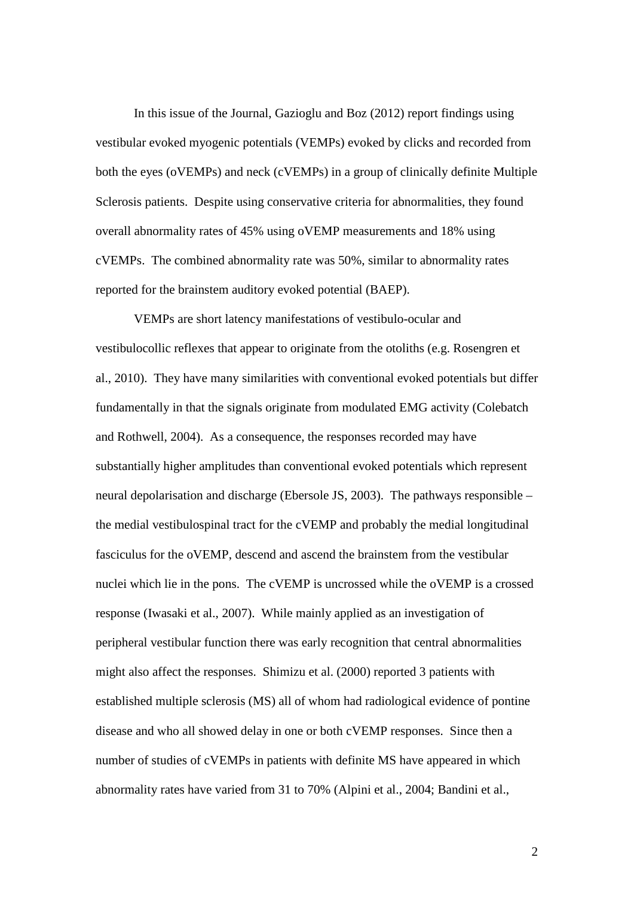In this issue of the Journal, Gazioglu and Boz (2012) report findings using vestibular evoked myogenic potentials (VEMPs) evoked by clicks and recorded from both the eyes (oVEMPs) and neck (cVEMPs) in a group of clinically definite Multiple Sclerosis patients. Despite using conservative criteria for abnormalities, they found overall abnormality rates of 45% using oVEMP measurements and 18% using cVEMPs. The combined abnormality rate was 50%, similar to abnormality rates reported for the brainstem auditory evoked potential (BAEP).

VEMPs are short latency manifestations of vestibulo-ocular and vestibulocollic reflexes that appear to originate from the otoliths (e.g. Rosengren et al., 2010). They have many similarities with conventional evoked potentials but differ fundamentally in that the signals originate from modulated EMG activity (Colebatch and Rothwell, 2004). As a consequence, the responses recorded may have substantially higher amplitudes than conventional evoked potentials which represent neural depolarisation and discharge (Ebersole JS, 2003). The pathways responsible – the medial vestibulospinal tract for the cVEMP and probably the medial longitudinal fasciculus for the oVEMP, descend and ascend the brainstem from the vestibular nuclei which lie in the pons. The cVEMP is uncrossed while the oVEMP is a crossed response (Iwasaki et al., 2007). While mainly applied as an investigation of peripheral vestibular function there was early recognition that central abnormalities might also affect the responses. Shimizu et al. (2000) reported 3 patients with established multiple sclerosis (MS) all of whom had radiological evidence of pontine disease and who all showed delay in one or both cVEMP responses. Since then a number of studies of cVEMPs in patients with definite MS have appeared in which abnormality rates have varied from 31 to 70% (Alpini et al., 2004; Bandini et al.,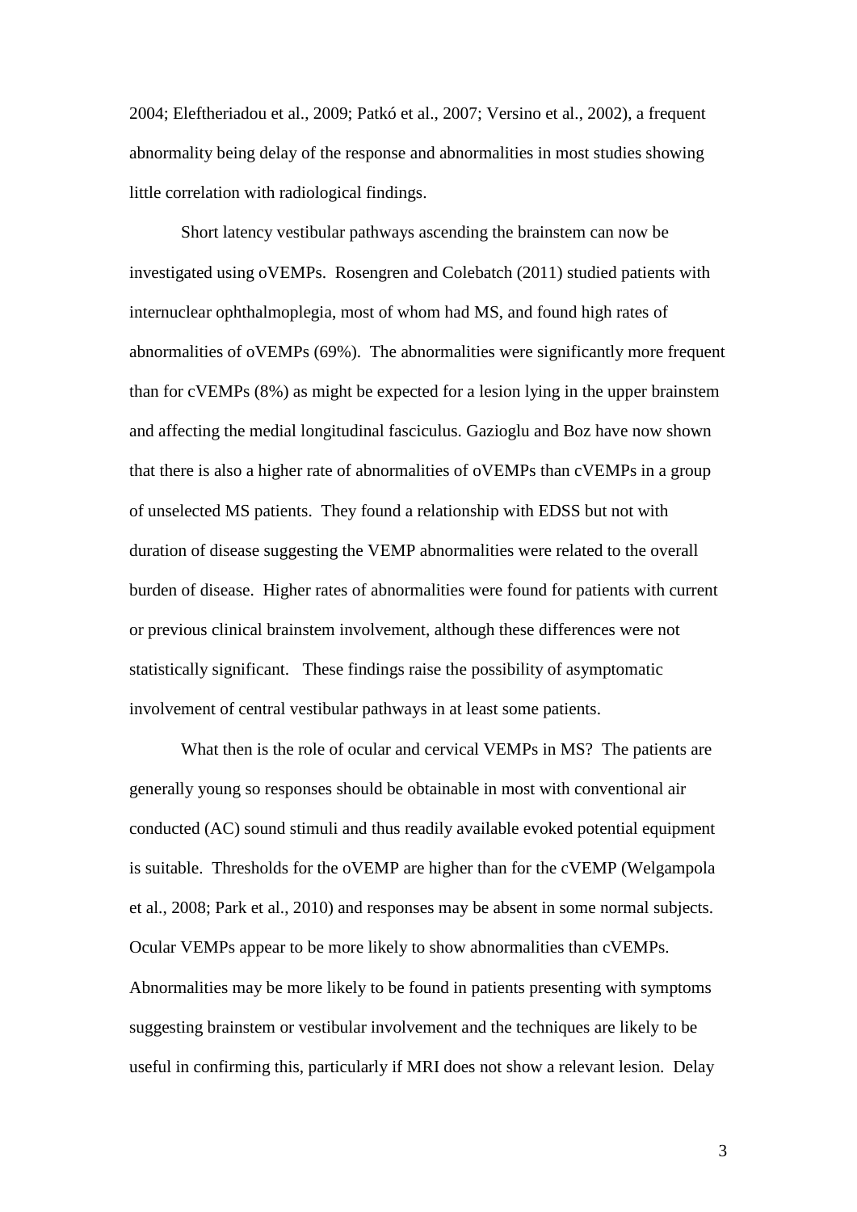2004; Eleftheriadou et al., 2009; Patkó et al., 2007; Versino et al., 2002), a frequent abnormality being delay of the response and abnormalities in most studies showing little correlation with radiological findings.

Short latency vestibular pathways ascending the brainstem can now be investigated using oVEMPs. Rosengren and Colebatch (2011) studied patients with internuclear ophthalmoplegia, most of whom had MS, and found high rates of abnormalities of oVEMPs (69%). The abnormalities were significantly more frequent than for cVEMPs (8%) as might be expected for a lesion lying in the upper brainstem and affecting the medial longitudinal fasciculus. Gazioglu and Boz have now shown that there is also a higher rate of abnormalities of oVEMPs than cVEMPs in a group of unselected MS patients. They found a relationship with EDSS but not with duration of disease suggesting the VEMP abnormalities were related to the overall burden of disease. Higher rates of abnormalities were found for patients with current or previous clinical brainstem involvement, although these differences were not statistically significant. These findings raise the possibility of asymptomatic involvement of central vestibular pathways in at least some patients.

What then is the role of ocular and cervical VEMPs in MS? The patients are generally young so responses should be obtainable in most with conventional air conducted (AC) sound stimuli and thus readily available evoked potential equipment is suitable. Thresholds for the oVEMP are higher than for the cVEMP (Welgampola et al., 2008; Park et al., 2010) and responses may be absent in some normal subjects. Ocular VEMPs appear to be more likely to show abnormalities than cVEMPs. Abnormalities may be more likely to be found in patients presenting with symptoms suggesting brainstem or vestibular involvement and the techniques are likely to be useful in confirming this, particularly if MRI does not show a relevant lesion. Delay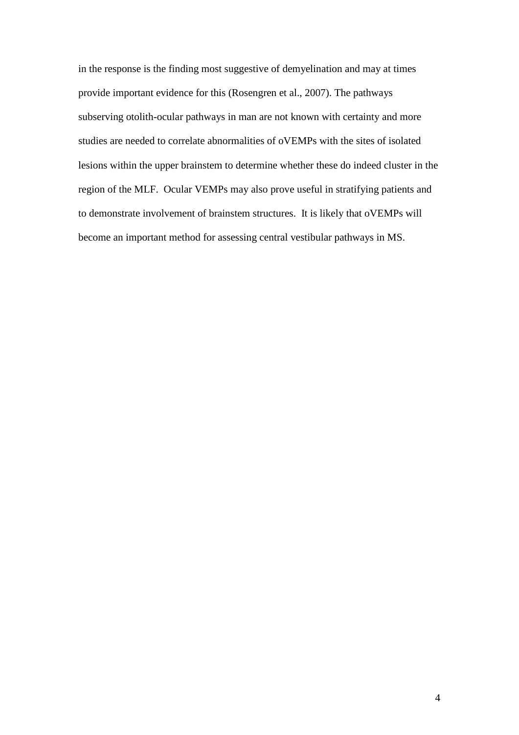in the response is the finding most suggestive of demyelination and may at times provide important evidence for this (Rosengren et al., 2007). The pathways subserving otolith-ocular pathways in man are not known with certainty and more studies are needed to correlate abnormalities of oVEMPs with the sites of isolated lesions within the upper brainstem to determine whether these do indeed cluster in the region of the MLF. Ocular VEMPs may also prove useful in stratifying patients and to demonstrate involvement of brainstem structures. It is likely that oVEMPs will become an important method for assessing central vestibular pathways in MS.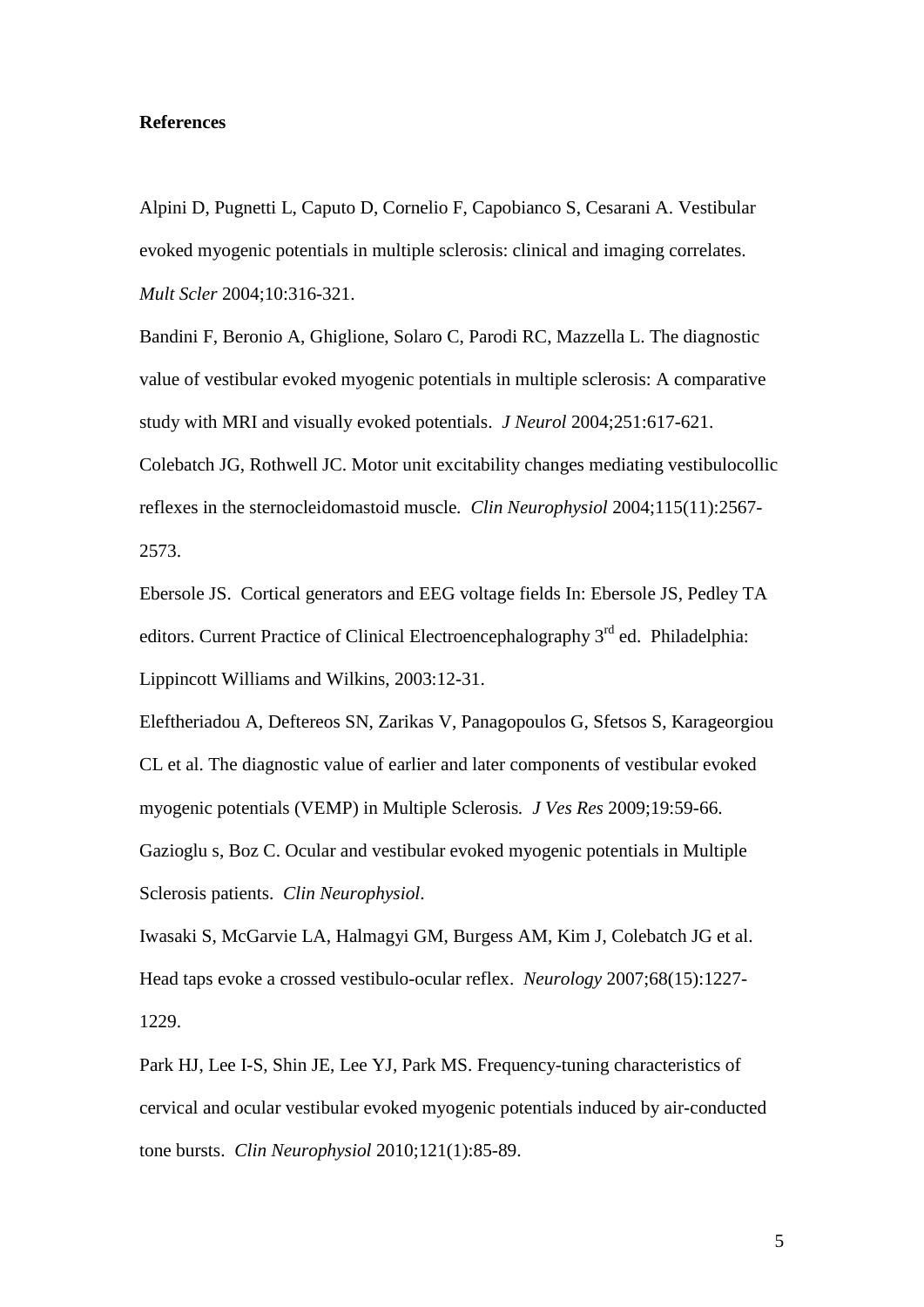**References**

Alpini D, Pugnetti L, Caputo D, Cornelio F, Capobianco S, Cesarani A. Vestibular evoked myogenic potentials in multiple sclerosis: clinical and imaging correlates. *Mult Scler* 2004;10:316-321.

Bandini F, Beronio A, Ghiglione, Solaro C, Parodi RC, Mazzella L. The diagnostic value of vestibular evoked myogenic potentials in multiple sclerosis: A comparative study with MRI and visually evoked potentials. *J Neurol* 2004;251:617-621.

Colebatch JG, Rothwell JC. Motor unit excitability changes mediating vestibulocollic reflexes in the sternocleidomastoid muscle. *Clin Neurophysiol* 2004;115(11):2567-2573.

Ebersole JS. Cortical generators and EEG voltage fields In: Ebersole JS, Pedley TA editors. Current Practice of Clinical Electroencephalography 3rd ed. Philadelphia: Lippincott Williams and Wilkins, 2003:12-31.

Eleftheriadou A, Deftereos SN, Zarikas V, Panagopoulos G, Sfetsos S, Karageorgiou CL et al. The diagnostic value of earlier and later components of vestibular evoked myogenic potentials (VEMP) in Multiple Sclerosis. *J Ves Res* 2009;19:59-66.

Gazioglu s, Boz C. Ocular and vestibular evoked myogenic potentials in Multiple Sclerosis patients. *Clin Neurophysiol*.

Iwasaki S, McGarvie LA, Halmagyi GM, Burgess AM, Kim J, Colebatch JG et al. Head taps evoke a crossed vestibulo-ocular reflex. *Neurology* 2007;68(15):1227-1229.

Park HJ, Lee I-S, Shin JE, Lee YJ, Park MS. Frequency-tuning characteristics of cervical and ocular vestibular evoked myogenic potentials induced by air-conducted tone bursts. *Clin Neurophysiol* 2010;121(1):85-89.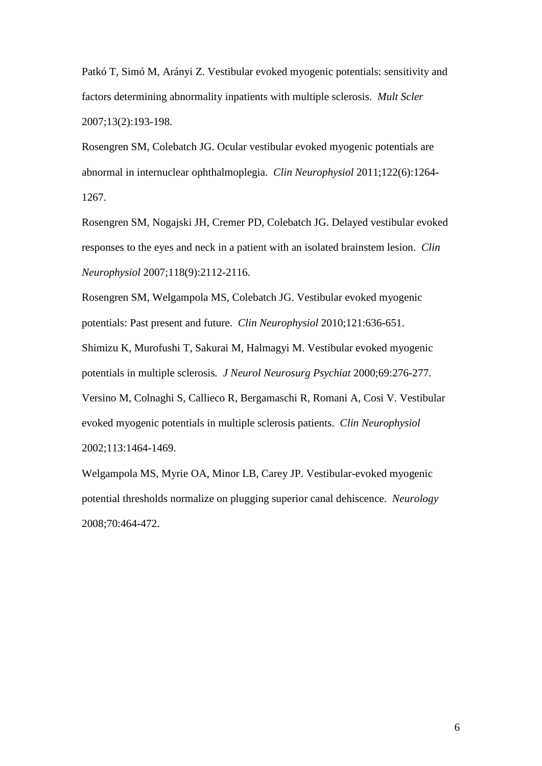Patkó T, Simó M, Arányi Z. Vestibular evoked myogenic potentials: sensitivity and factors determining abnormality inpatients with multiple sclerosis. *Mult Scler* 2007;13(2):193-198.

Rosengren SM, Colebatch JG. Ocular vestibular evoked myogenic potentials are abnormal in internuclear ophthalmoplegia. *Clin Neurophysiol* 2011;122(6):1264-1267.

Rosengren SM, Nogajski JH, Cremer PD, Colebatch JG. Delayed vestibular evoked responses to the eyes and neck in a patient with an isolated brainstem lesion. *Clin Neurophysiol* 2007;118(9):2112-2116.

Rosengren SM, Welgampola MS, Colebatch JG. Vestibular evoked myogenic potentials: Past present and future. *Clin Neurophysiol* 2010;121:636-651.

Shimizu K, Murofushi T, Sakurai M, Halmagyi M. Vestibular evoked myogenic potentials in multiple sclerosis. *J Neurol Neurosurg Psychiat* 2000;69:276-277.

Versino M, Colnaghi S, Callieco R, Bergamaschi R, Romani A, Cosi V. Vestibular evoked myogenic potentials in multiple sclerosis patients. *Clin Neurophysiol* 2002;113:1464-1469.

Welgampola MS, Myrie OA, Minor LB, Carey JP. Vestibular-evoked myogenic potential thresholds normalize on plugging superior canal dehiscence. *Neurology* 2008;70:464-472.